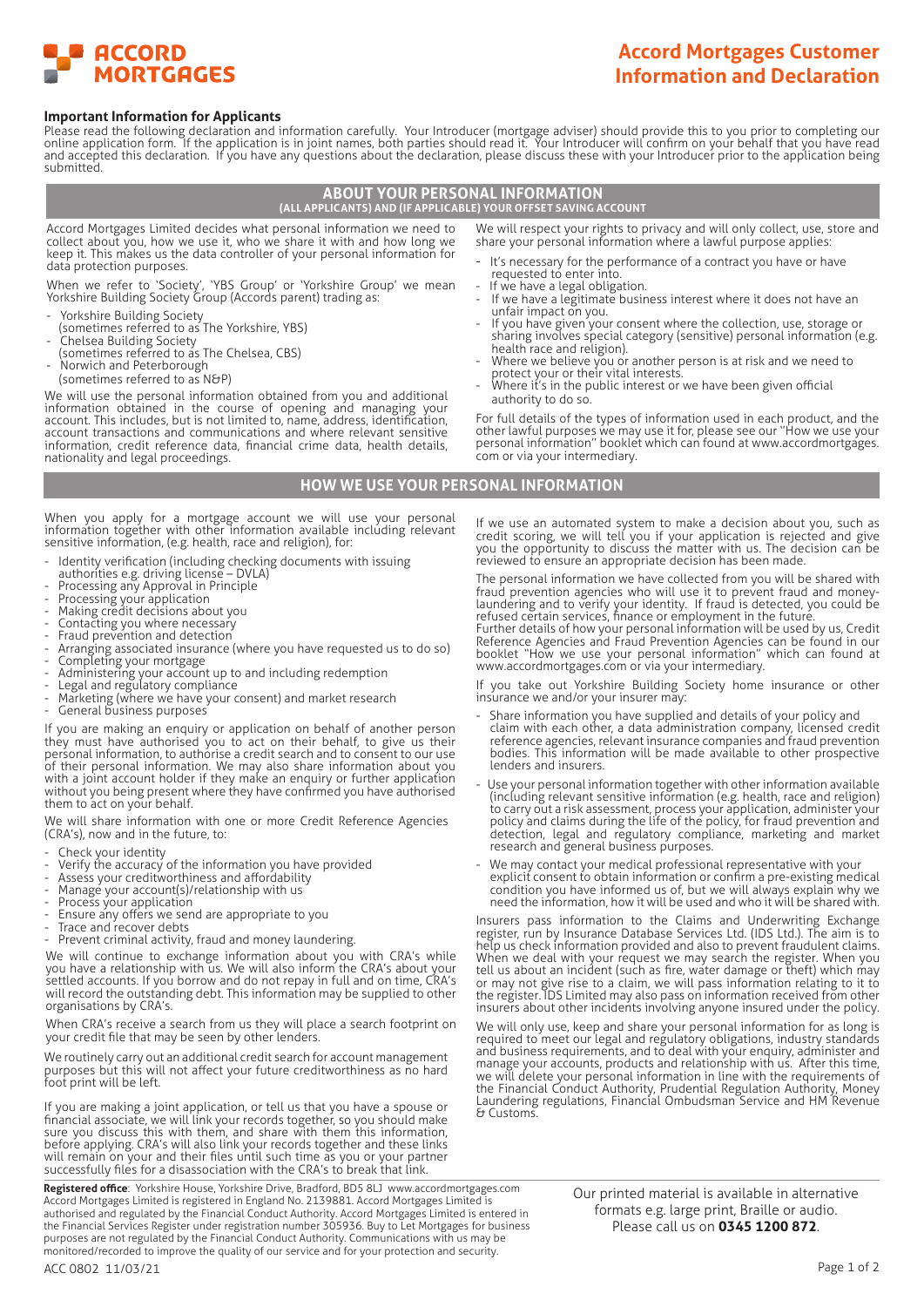# Accord Mortgages Customer Information and Declaration

**Important Information for Applicants**

Please read the following declaration and information carefully. Your Introducer (mortgage adviser) should provide this to you prior to completing our online application form. If the application is in joint names, both parties should read it. Your Introducer will confirm on your behalf that you have read and accepted this declaration. If you have any questions about the declaration, please discuss these with your Introducer prior to the application being submitted.

## ABOUT YOUR PERSONAL INFORMATION

### (ALL APPLICANTS) AND (IF APPLICABLE) YOUR OFFSET SAVING ACCOUNT

Accord Mortgages Limited decides what personal information we need to collect about you, how we use it, who we share it with and how long we keep it. This makes us the data controller of your personal information for data protection purposes.

When we refer to 'Society', 'YBS Group' or 'Yorkshire Group' we mean Yorkshire Building Society Group (Accords parent) trading as:

- Yorkshire Building Society (sometimes referred to as The Yorkshire, YBS)
- Chelsea Building Society (sometimes referred to as The Chelsea, CBS)
- Norwich and Peterborough (sometimes referred to as N&P)

We will use the personal information obtained from you and additional information obtained in the course of opening and managing your account. This includes, but is not limited to, name, address, identification, account transactions and communications and where relevant sensitive information, credit reference data, financial crime data, health details, nationality and legal proceedings.

We will respect your rights to privacy and will only collect, use, store and share your personal information where a lawful purpose applies:

- It's necessary for the performance of a contract you have or have requested to enter into.
- If we have a legal obligation.
- If we have a legitimate business interest where it does not have an unfair impact on you.
- If you have given your consent where the collection, use, storage or sharing involves special category (sensitive) personal information (e.g. health race and religion).
- Where we believe you or another person is at risk and we need to protect your or their vital interests.
- Where it's in the public interest or we have been given official authority to do so.

For full details of the types of information used in each product, and the other lawful purposes we may use it for, please see our "How we use your personal information" booklet which can found at www.accordmortgages.com or via your intermediary.

## HOW WE USE YOUR PERSONAL INFORMATION

When you apply for a mortgage account we will use your personal information together with other information available including relevant sensitive information, (e.g. health, race and religion), for:

- Identity verification (including checking documents with issuing authorities e.g. driving license – DVLA)
- Processing any Approval in Principle
- Processing your application
- Making credit decisions about you
- Contacting you where necessary
- Fraud prevention and detection
- Arranging associated insurance (where you have requested us to do so)
- Completing your mortgage
- Administering your account up to and including redemption
- Legal and regulatory compliance
- Marketing (where we have your consent) and market research
- General business purposes

If you are making an enquiry or application on behalf of another person they must have authorised you to act on their behalf, to give us their personal information, to authorise a credit search and to consent to our use of their personal information. We may also share information about you with a joint account holder if they make an enquiry or further application without you being present where they have confirmed you have authorised them to act on your behalf.

We will share information with one or more Credit Reference Agencies (CRA's), now and in the future, to:

- Check your identity
- Verify the accuracy of the information you have provided
- Assess your creditworthiness and affordability
- Manage your account(s)/relationship with us
- Process your application
- Ensure any offers we send are appropriate to you
- Trace and recover debts
- Prevent criminal activity, fraud and money laundering.

We will continue to exchange information about you with CRA's while you have a relationship with us. We will also inform the CRA's about your settled accounts. If you borrow and do not repay in full and on time, CRA's will record the outstanding debt. This information may be supplied to other organisations by CRA's.

When CRA's receive a search from us they will place a search footprint on your credit file that may be seen by other lenders.

We routinely carry out an additional credit search for account management purposes but this will not affect your future creditworthiness as no hard foot print will be left.

If you are making a joint application, or tell us that you have a spouse or financial associate, we will link your records together, so you should make sure you discuss this with them, and share with them this information, before applying. CRA's will also link your records together and these links will remain on your and their files until such time as you or your partner successfully files for a disassociation with the CRA's to break that link.

If we use an automated system to make a decision about you, such as credit scoring, we will tell you if your application is rejected and give you the opportunity to discuss the matter with us. The decision can be reviewed to ensure an appropriate decision has been made.

The personal information we have collected from you will be shared with fraud prevention agencies who will use it to prevent fraud and money-laundering and to verify your identity. If fraud is detected, you could be refused certain services, finance or employment in the future.
Further details of how your personal information will be used by us, Credit Reference Agencies and Fraud Prevention Agencies can be found in our booklet "How we use your personal information" which can found at www.accordmortgages.com or via your intermediary.

If you take out Yorkshire Building Society home insurance or other insurance we and/or your insurer may:

- Share information you have supplied and details of your policy and claim with each other, a data administration company, licensed credit reference agencies, relevant insurance companies and fraud prevention bodies. This information will be made available to other prospective lenders and insurers.
- Use your personal information together with other information available (including relevant sensitive information (e.g. health, race and religion) to carry out a risk assessment, process your application, administer your policy and claims during the life of the policy, for fraud prevention and detection, legal and regulatory compliance, marketing and market research and general business purposes.
- We may contact your medical professional representative with your explicit consent to obtain information or confirm a pre-existing medical condition you have informed us of, but we will always explain why we need the information, how it will be used and who it will be shared with.

Insurers pass information to the Claims and Underwriting Exchange register, run by Insurance Database Services Ltd. (IDS Ltd.). The aim is to help us check information provided and also to prevent fraudulent claims. When we deal with your request we may search the register. When you tell us about an incident (such as fire, water damage or theft) which may or may not give rise to a claim, we will pass information relating to it to the register. IDS Limited may also pass on information received from other insurers about other incidents involving anyone insured under the policy.

We will only use, keep and share your personal information for as long is required to meet our legal and regulatory obligations, industry standards and business requirements, and to deal with your enquiry, administer and manage your accounts, products and relationship with us. After this time, we will delete your personal information in line with the requirements of the Financial Conduct Authority, Prudential Regulation Authority, Money Laundering regulations, Financial Ombudsman Service and HM Revenue & Customs.

**Registered office**: Yorkshire House, Yorkshire Drive, Bradford, BD5 8LJ www.accordmortgages.com
Accord Mortgages Limited is registered in England No. 2139881. Accord Mortgages Limited is authorised and regulated by the Financial Conduct Authority. Accord Mortgages Limited is entered in the Financial Services Register under registration number 305936. Buy to Let Mortgages for business purposes are not regulated by the Financial Conduct Authority. Communications with us may be monitored/recorded to improve the quality of our service and for your protection and security.

Our printed material is available in alternative formats e.g. large print, Braille or audio. Please call us on **0345 1200 872**.

ACC 0802 11/03/21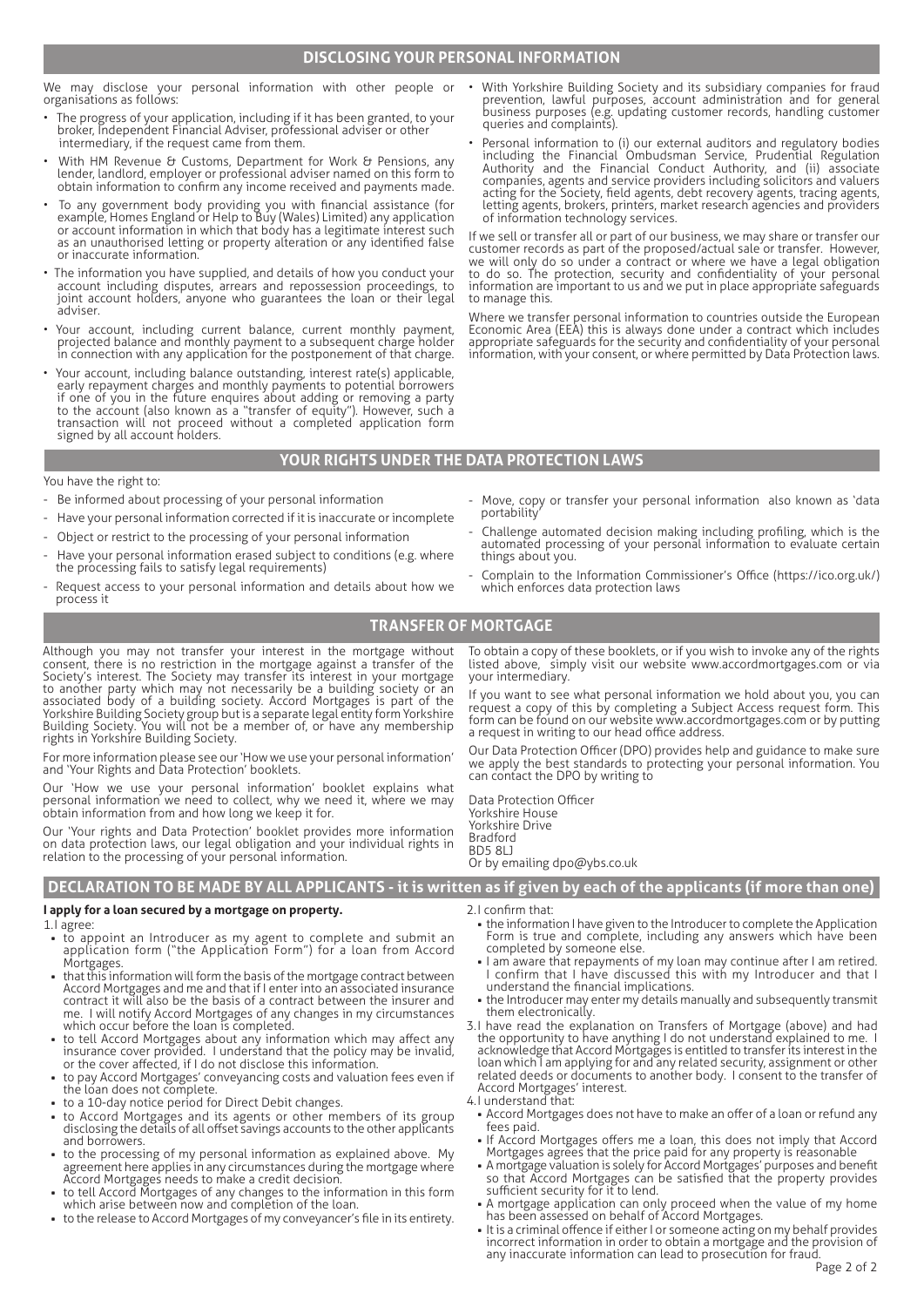## DISCLOSING YOUR PERSONAL INFORMATION

We may disclose your personal information with other people or organisations as follows:

- The progress of your application, including if it has been granted, to your broker, Independent Financial Adviser, professional adviser or other intermediary, if the request came from them.
- With HM Revenue & Customs, Department for Work & Pensions, any lender, landlord, employer or professional adviser named on this form to obtain information to confirm any income received and payments made.
- To any government body providing you with financial assistance (for example, Homes England or Help to Buy (Wales) Limited) any application or account information in which that body has a legitimate interest such as an unauthorised letting or property alteration or any identified false or inaccurate information.
- The information you have supplied, and details of how you conduct your account including disputes, arrears and repossession proceedings, to joint account holders, anyone who guarantees the loan or their legal adviser.
- Your account, including current balance, current monthly payment, projected balance and monthly payment to a subsequent charge holder in connection with any application for the postponement of that charge.
- Your account, including balance outstanding, interest rate(s) applicable, early repayment charges and monthly payments to potential borrowers if one of you in the future enquires about adding or removing a party to the account (also known as a "transfer of equity"). However, such a transaction will not proceed without a completed application form signed by all account holders.
- With Yorkshire Building Society and its subsidiary companies for fraud prevention, lawful purposes, account administration and for general business purposes (e.g. updating customer records, handling customer queries and complaints).
- Personal information to (i) our external auditors and regulatory bodies including the Financial Ombudsman Service, Prudential Regulation Authority and the Financial Conduct Authority, and (ii) associate companies, agents and service providers including solicitors and valuers acting for the Society, field agents, debt recovery agents, tracing agents, letting agents, brokers, printers, market research agencies and providers of information technology services.

If we sell or transfer all or part of our business, we may share or transfer our customer records as part of the proposed/actual sale or transfer. However, we will only do so under a contract or where we have a legal obligation to do so. The protection, security and confidentiality of your personal information are important to us and we put in place appropriate safeguards to manage this.

Where we transfer personal information to countries outside the European Economic Area (EEA) this is always done under a contract which includes appropriate safeguards for the security and confidentiality of your personal information, with your consent, or where permitted by Data Protection laws.

## YOUR RIGHTS UNDER THE DATA PROTECTION LAWS

You have the right to:

- Be informed about processing of your personal information
- Have your personal information corrected if it is inaccurate or incomplete
- Object or restrict to the processing of your personal information
- Have your personal information erased subject to conditions (e.g. where the processing fails to satisfy legal requirements)
- Request access to your personal information and details about how we process it
- Move, copy or transfer your personal information also known as 'data portability'
- Challenge automated decision making including profiling, which is the automated processing of your personal information to evaluate certain things about you.
- Complain to the Information Commissioner's Office (https://ico.org.uk/) which enforces data protection laws

## TRANSFER OF MORTGAGE

Although you may not transfer your interest in the mortgage without consent, there is no restriction in the mortgage against a transfer of the Society's interest. The Society may transfer its interest in your mortgage to another party which may not necessarily be a building society or an associated body of a building society. Accord Mortgages is part of the Yorkshire Building Society group but is a separate legal entity from Yorkshire Building Society. You will not be a member of, or have any membership rights in Yorkshire Building Society.

For more information please see our 'How we use your personal information' and 'Your Rights and Data Protection' booklets.

Our 'How we use your personal information' booklet explains what personal information we need to collect, why we need it, where we may obtain information from and how long we keep it for.

Our 'Your rights and Data Protection' booklet provides more information on data protection laws, our legal obligation and your individual rights in relation to the processing of your personal information.

To obtain a copy of these booklets, or if you wish to invoke any of the rights listed above, simply visit our website www.accordmortgages.com or via your intermediary.

If you want to see what personal information we hold about you, you can request a copy of this by completing a Subject Access request form. This form can be found on our website www.accordmortgages.com or by putting a request in writing to our head office address.

Our Data Protection Officer (DPO) provides help and guidance to make sure we apply the best standards to protecting your personal information. You can contact the DPO by writing to

Data Protection Officer
Yorkshire House
Yorkshire Drive
Bradford
BD5 8LJ
Or by emailing dpo@ybs.co.uk

## DECLARATION TO BE MADE BY ALL APPLICANTS - it is written as if given by each of the applicants (if more than one)

**I apply for a loan secured by a mortgage on property.**

1. I agree:
   - to appoint an Introducer as my agent to complete and submit an application form ("the Application Form") for a loan from Accord Mortgages.
   - that this information will form the basis of the mortgage contract between Accord Mortgages and me and that if I enter into an associated insurance contract it will also be the basis of a contract between the insurer and me. I will notify Accord Mortgages of any changes in my circumstances which occur before the loan is completed.
   - to tell Accord Mortgages about any information which may affect any insurance cover provided. I understand that the policy may be invalid, or the cover affected, if I do not disclose this information.
   - to pay Accord Mortgages' conveyancing costs and valuation fees even if the loan does not complete.
   - to a 10-day notice period for Direct Debit changes.
   - to Accord Mortgages and its agents or other members of its group disclosing the details of all offset savings accounts to the other applicants and borrowers.
   - to the processing of my personal information as explained above. My agreement here applies in any circumstances during the mortgage where Accord Mortgages needs to make a credit decision.
   - to tell Accord Mortgages of any changes to the information in this form which arise between now and completion of the loan.
   - to the release to Accord Mortgages of my conveyancer's file in its entirety.
2. I confirm that:
   - the information I have given to the Introducer to complete the Application Form is true and complete, including any answers which have been completed by someone else.
   - I am aware that repayments of my loan may continue after I am retired. I confirm that I have discussed this with my Introducer and that I understand the financial implications.
   - the Introducer may enter my details manually and subsequently transmit them electronically.
3. I have read the explanation on Transfers of Mortgage (above) and had the opportunity to have anything I do not understand explained to me. I acknowledge that Accord Mortgages is entitled to transfer its interest in the loan which I am applying for and any related security, assignment or other related deeds or documents to another body. I consent to the transfer of Accord Mortgages' interest.
4. I understand that:
   - Accord Mortgages does not have to make an offer of a loan or refund any fees paid.
   - If Accord Mortgages offers me a loan, this does not imply that Accord Mortgages agrees that the price paid for any property is reasonable
   - A mortgage valuation is solely for Accord Mortgages' purposes and benefit so that Accord Mortgages can be satisfied that the property provides sufficient security for it to lend.
   - A mortgage application can only proceed when the value of my home has been assessed on behalf of Accord Mortgages.
   - It is a criminal offence if either I or someone acting on my behalf provides incorrect information in order to obtain a mortgage and the provision of any inaccurate information can lead to prosecution for fraud.